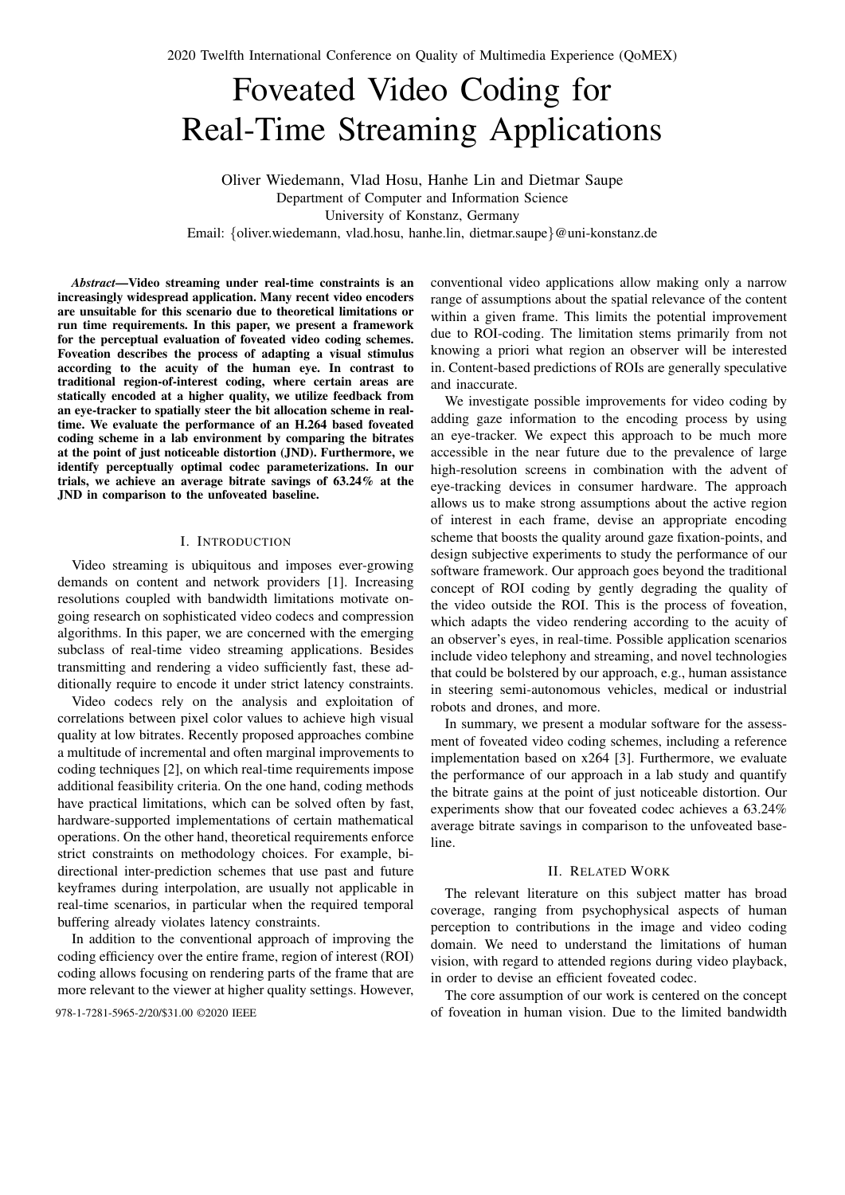# Foveated Video Coding for Real-Time Streaming Applications

Oliver Wiedemann, Vlad Hosu, Hanhe Lin and Dietmar Saupe
Department of Computer and Information Science
University of Konstanz, Germany
Email: {oliver.wiedemann, vlad.hosu, hanhe.lin, dietmar.saupe}@uni-konstanz.de

***Abstract*—Video streaming under real-time constraints is an increasingly widespread application. Many recent video encoders are unsuitable for this scenario due to theoretical limitations or run time requirements. In this paper, we present a framework for the perceptual evaluation of foveated video coding schemes. Foveation describes the process of adapting a visual stimulus according to the acuity of the human eye. In contrast to traditional region-of-interest coding, where certain areas are statically encoded at a higher quality, we utilize feedback from an eye-tracker to spatially steer the bit allocation scheme in real-time. We evaluate the performance of an H.264 based foveated coding scheme in a lab environment by comparing the bitrates at the point of just noticeable distortion (JND). Furthermore, we identify perceptually optimal codec parameterizations. In our trials, we achieve an average bitrate savings of 63.24% at the JND in comparison to the unfoveated baseline.**

## I. Introduction

Video streaming is ubiquitous and imposes ever-growing demands on content and network providers [1]. Increasing resolutions coupled with bandwidth limitations motivate ongoing research on sophisticated video codecs and compression algorithms. In this paper, we are concerned with the emerging subclass of real-time video streaming applications. Besides transmitting and rendering a video sufficiently fast, these additionally require to encode it under strict latency constraints.

Video codecs rely on the analysis and exploitation of correlations between pixel color values to achieve high visual quality at low bitrates. Recently proposed approaches combine a multitude of incremental and often marginal improvements to coding techniques [2], on which real-time requirements impose additional feasibility criteria. On the one hand, coding methods have practical limitations, which can be solved often by fast, hardware-supported implementations of certain mathematical operations. On the other hand, theoretical requirements enforce strict constraints on methodology choices. For example, bi-directional inter-prediction schemes that use past and future keyframes during interpolation, are usually not applicable in real-time scenarios, in particular when the required temporal buffering already violates latency constraints.

In addition to the conventional approach of improving the coding efficiency over the entire frame, region of interest (ROI) coding allows focusing on rendering parts of the frame that are more relevant to the viewer at higher quality settings. However, conventional video applications allow making only a narrow range of assumptions about the spatial relevance of the content within a given frame. This limits the potential improvement due to ROI-coding. The limitation stems primarily from not knowing a priori what region an observer will be interested in. Content-based predictions of ROIs are generally speculative and inaccurate.

We investigate possible improvements for video coding by adding gaze information to the encoding process by using an eye-tracker. We expect this approach to be much more accessible in the near future due to the prevalence of large high-resolution screens in combination with the advent of eye-tracking devices in consumer hardware. The approach allows us to make strong assumptions about the active region of interest in each frame, devise an appropriate encoding scheme that boosts the quality around gaze fixation-points, and design subjective experiments to study the performance of our software framework. Our approach goes beyond the traditional concept of ROI coding by gently degrading the quality of the video outside the ROI. This is the process of foveation, which adapts the video rendering according to the acuity of an observer's eyes, in real-time. Possible application scenarios include video telephony and streaming, and novel technologies that could be bolstered by our approach, e.g., human assistance in steering semi-autonomous vehicles, medical or industrial robots and drones, and more.

In summary, we present a modular software for the assessment of foveated video coding schemes, including a reference implementation based on x264 [3]. Furthermore, we evaluate the performance of our approach in a lab study and quantify the bitrate gains at the point of just noticeable distortion. Our experiments show that our foveated codec achieves a 63.24% average bitrate savings in comparison to the unfoveated baseline.

## II. Related Work

The relevant literature on this subject matter has broad coverage, ranging from psychophysical aspects of human perception to contributions in the image and video coding domain. We need to understand the limitations of human vision, with regard to attended regions during video playback, in order to devise an efficient foveated codec.

The core assumption of our work is centered on the concept of foveation in human vision. Due to the limited bandwidth

978-1-7281-5965-2/20/$31.00 ©2020 IEEE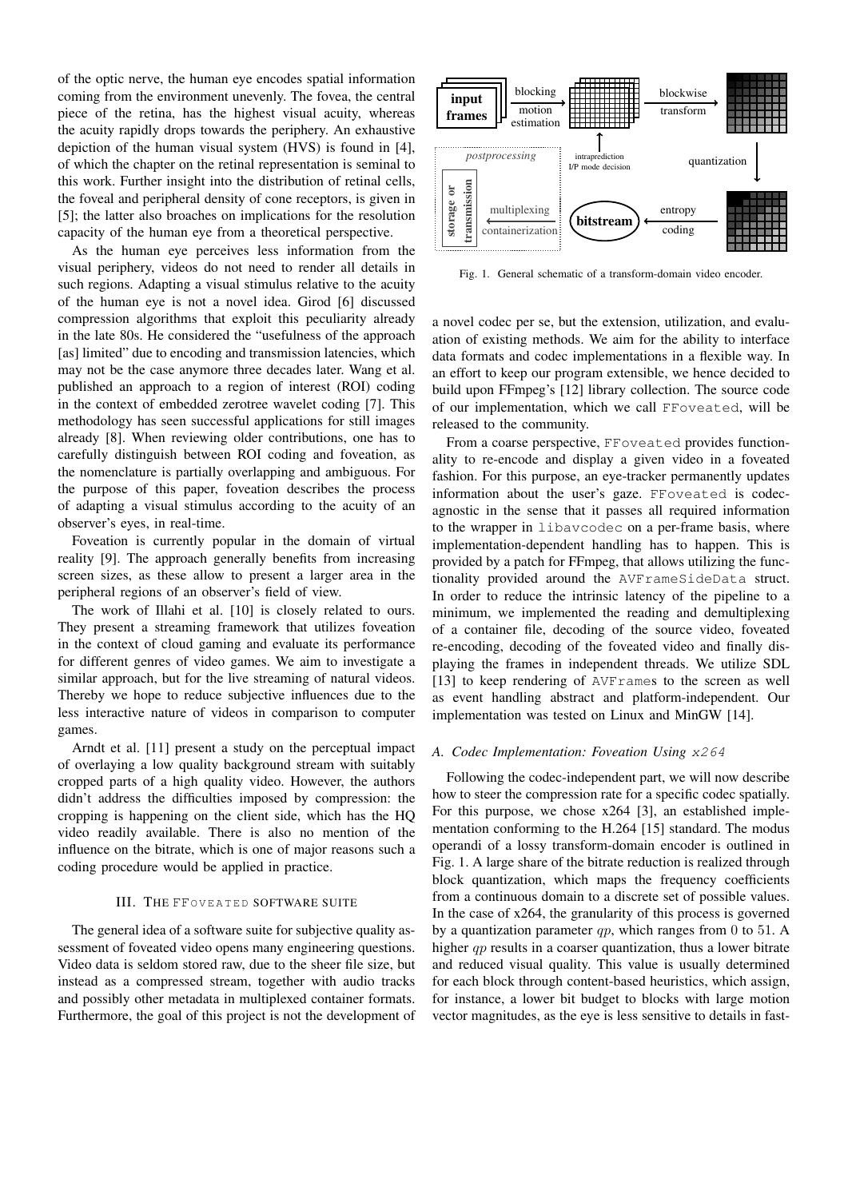of the optic nerve, the human eye encodes spatial information coming from the environment unevenly. The fovea, the central piece of the retina, has the highest visual acuity, whereas the acuity rapidly drops towards the periphery. An exhaustive depiction of the human visual system (HVS) is found in [4], of which the chapter on the retinal representation is seminal to this work. Further insight into the distribution of retinal cells, the foveal and peripheral density of cone receptors, is given in [5]; the latter also broaches on implications for the resolution capacity of the human eye from a theoretical perspective.

As the human eye perceives less information from the visual periphery, videos do not need to render all details in such regions. Adapting a visual stimulus relative to the acuity of the human eye is not a novel idea. Girod [6] discussed compression algorithms that exploit this peculiarity already in the late 80s. He considered the "usefulness of the approach [as] limited" due to encoding and transmission latencies, which may not be the case anymore three decades later. Wang et al. published an approach to a region of interest (ROI) coding in the context of embedded zerotree wavelet coding [7]. This methodology has seen successful applications for still images already [8]. When reviewing older contributions, one has to carefully distinguish between ROI coding and foveation, as the nomenclature is partially overlapping and ambiguous. For the purpose of this paper, foveation describes the process of adapting a visual stimulus according to the acuity of an observer's eyes, in real-time.

Foveation is currently popular in the domain of virtual reality [9]. The approach generally benefits from increasing screen sizes, as these allow to present a larger area in the peripheral regions of an observer's field of view.

The work of Illahi et al. [10] is closely related to ours. They present a streaming framework that utilizes foveation in the context of cloud gaming and evaluate its performance for different genres of video games. We aim to investigate a similar approach, but for the live streaming of natural videos. Thereby we hope to reduce subjective influences due to the less interactive nature of videos in comparison to computer games.

Arndt et al. [11] present a study on the perceptual impact of overlaying a low quality background stream with suitably cropped parts of a high quality video. However, the authors didn't address the difficulties imposed by compression: the cropping is happening on the client side, which has the HQ video readily available. There is also no mention of the influence on the bitrate, which is one of major reasons such a coding procedure would be applied in practice.

## III. The FFoveated Software Suite

The general idea of a software suite for subjective quality assessment of foveated video opens many engineering questions. Video data is seldom stored raw, due to the sheer file size, but instead as a compressed stream, together with audio tracks and possibly other metadata in multiplexed container formats. Furthermore, the goal of this project is not the development of a novel codec per se, but the extension, utilization, and evaluation of existing methods. We aim for the ability to interface data formats and codec implementations in a flexible way. In an effort to keep our program extensible, we hence decided to build upon FFmpeg's [12] library collection. The source code of our implementation, which we call `FFoveated`, will be released to the community.

From a coarse perspective, `FFoveated` provides functionality to re-encode and display a given video in a foveated fashion. For this purpose, an eye-tracker permanently updates information about the user's gaze. `FFoveated` is codec-agnostic in the sense that it passes all required information to the wrapper in `libavcodec` on a per-frame basis, where implementation-dependent handling has to happen. This is provided by a patch for FFmpeg, that allows utilizing the functionality provided around the `AVFrameSideData` struct. In order to reduce the intrinsic latency of the pipeline to a minimum, we implemented the reading and demultiplexing of a container file, decoding of the source video, foveated re-encoding, decoding of the foveated video and finally displaying the frames in independent threads. We utilize SDL [13] to keep rendering of `AVFrame`s to the screen as well as event handling abstract and platform-independent. Our implementation was tested on Linux and MinGW [14].

### A. Codec Implementation: Foveation Using `x264`

Following the codec-independent part, we will now describe how to steer the compression rate for a specific codec spatially. For this purpose, we chose x264 [3], an established implementation conforming to the H.264 [15] standard. The modus operandi of a lossy transform-domain encoder is outlined in Fig. 1. A large share of the bitrate reduction is realized through block quantization, which maps the frequency coefficients from a continuous domain to a discrete set of possible values. In the case of x264, the granularity of this process is governed by a quantization parameter $qp$, which ranges from $0$ to $51$. A higher $qp$ results in a coarser quantization, thus a lower bitrate and reduced visual quality. This value is usually determined for each block through content-based heuristics, which assign, for instance, a lower bit budget to blocks with large motion vector magnitudes, as the eye is less sensitive to details in fast-

Fig. 1. General schematic of a transform-domain video encoder.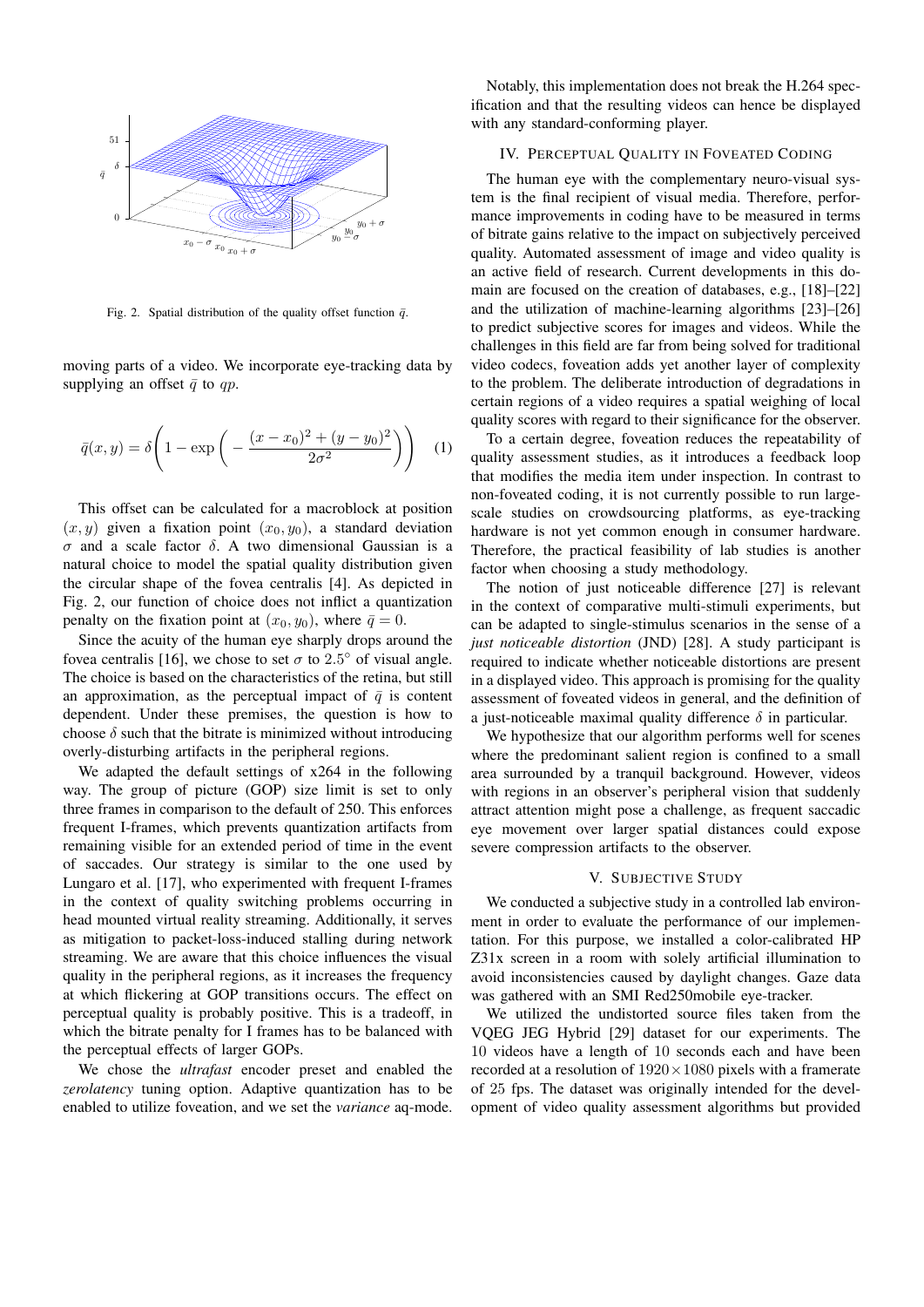Fig. 2. Spatial distribution of the quality offset function $\bar{q}$.

moving parts of a video. We incorporate eye-tracking data by supplying an offset $\bar{q}$ to $qp$.

$$\bar{q}(x, y) = \delta\left(1 - \exp\left(-\frac{(x - x_0)^2 + (y - y_0)^2}{2\sigma^2}\right)\right) \quad (1)$$

This offset can be calculated for a macroblock at position $(x, y)$ given a fixation point $(x_0, y_0)$, a standard deviation $\sigma$ and a scale factor $\delta$. A two dimensional Gaussian is a natural choice to model the spatial quality distribution given the circular shape of the fovea centralis [4]. As depicted in Fig. 2, our function of choice does not inflict a quantization penalty on the fixation point at $(x_0, y_0)$, where $\bar{q} = 0$.

Since the acuity of the human eye sharply drops around the fovea centralis [16], we chose to set $\sigma$ to $2.5^\circ$ of visual angle. The choice is based on the characteristics of the retina, but still an approximation, as the perceptual impact of $\bar{q}$ is content dependent. Under these premises, the question is how to choose $\delta$ such that the bitrate is minimized without introducing overly-disturbing artifacts in the peripheral regions.

We adapted the default settings of x264 in the following way. The group of picture (GOP) size limit is set to only three frames in comparison to the default of 250. This enforces frequent I-frames, which prevents quantization artifacts from remaining visible for an extended period of time in the event of saccades. Our strategy is similar to the one used by Lungaro et al. [17], who experimented with frequent I-frames in the context of quality switching problems occurring in head mounted virtual reality streaming. Additionally, it serves as mitigation to packet-loss-induced stalling during network streaming. We are aware that this choice influences the visual quality in the peripheral regions, as it increases the frequency at which flickering at GOP transitions occurs. The effect on perceptual quality is probably positive. This is a tradeoff, in which the bitrate penalty for I frames has to be balanced with the perceptual effects of larger GOPs.

We chose the *ultrafast* encoder preset and enabled the *zerolatency* tuning option. Adaptive quantization has to be enabled to utilize foveation, and we set the *variance* aq-mode. Notably, this implementation does not break the H.264 specification and that the resulting videos can hence be displayed with any standard-conforming player.

## IV. Perceptual Quality in Foveated Coding

The human eye with the complementary neuro-visual system is the final recipient of visual media. Therefore, performance improvements in coding have to be measured in terms of bitrate gains relative to the impact on subjectively perceived quality. Automated assessment of image and video quality is an active field of research. Current developments in this domain are focused on the creation of databases, e.g., [18]–[22] and the utilization of machine-learning algorithms [23]–[26] to predict subjective scores for images and videos. While the challenges in this field are far from being solved for traditional video codecs, foveation adds yet another layer of complexity to the problem. The deliberate introduction of degradations in certain regions of a video requires a spatial weighing of local quality scores with regard to their significance for the observer.

To a certain degree, foveation reduces the repeatability of quality assessment studies, as it introduces a feedback loop that modifies the media item under inspection. In contrast to non-foveated coding, it is not currently possible to run large-scale studies on crowdsourcing platforms, as eye-tracking hardware is not yet common enough in consumer hardware. Therefore, the practical feasibility of lab studies is another factor when choosing a study methodology.

The notion of just noticeable difference [27] is relevant in the context of comparative multi-stimuli experiments, but can be adapted to single-stimulus scenarios in the sense of a *just noticeable distortion* (JND) [28]. A study participant is required to indicate whether noticeable distortions are present in a displayed video. This approach is promising for the quality assessment of foveated videos in general, and the definition of a just-noticeable maximal quality difference $\delta$ in particular.

We hypothesize that our algorithm performs well for scenes where the predominant salient region is confined to a small area surrounded by a tranquil background. However, videos with regions in an observer's peripheral vision that suddenly attract attention might pose a challenge, as frequent saccadic eye movement over larger spatial distances could expose severe compression artifacts to the observer.

## V. Subjective Study

We conducted a subjective study in a controlled lab environment in order to evaluate the performance of our implementation. For this purpose, we installed a color-calibrated HP Z31x screen in a room with solely artificial illumination to avoid inconsistencies caused by daylight changes. Gaze data was gathered with an SMI Red250mobile eye-tracker.

We utilized the undistorted source files taken from the VQEG JEG Hybrid [29] dataset for our experiments. The 10 videos have a length of 10 seconds each and have been recorded at a resolution of $1920 \times 1080$ pixels with a framerate of 25 fps. The dataset was originally intended for the development of video quality assessment algorithms but provided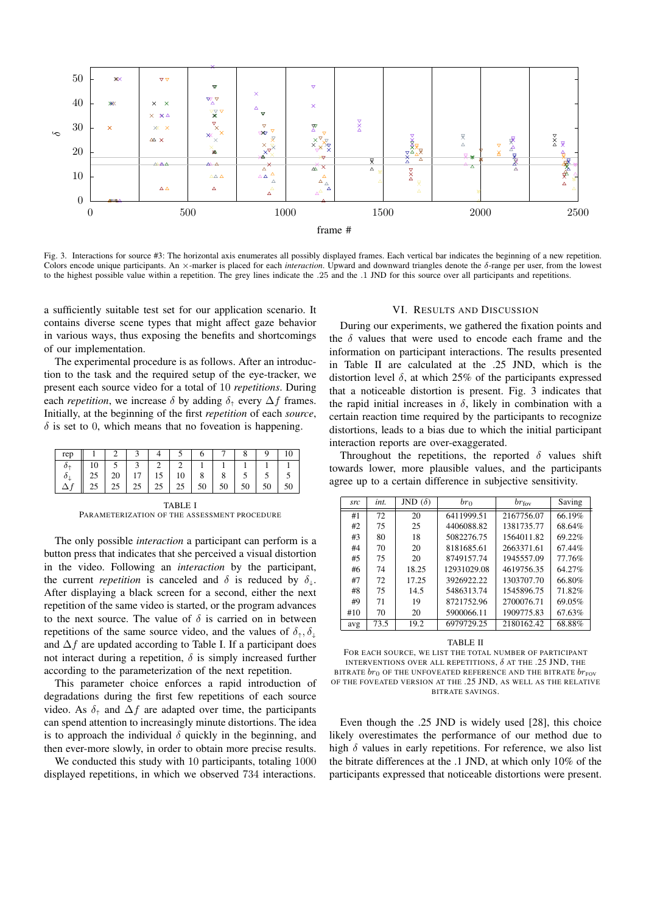Fig. 3. Interactions for source #3: The horizontal axis enumerates all possibly displayed frames. Each vertical bar indicates the beginning of a new repetition. Colors encode unique participants. An ×-marker is placed for each *interaction*. Upward and downward triangles denote the $\delta$-range per user, from the lowest to the highest possible value within a repetition. The grey lines indicate the .25 and the .1 JND for this source over all participants and repetitions.

a sufficiently suitable test set for our application scenario. It contains diverse scene types that might affect gaze behavior in various ways, thus exposing the benefits and shortcomings of our implementation.

The experimental procedure is as follows. After an introduction to the task and the required setup of the eye-tracker, we present each source video for a total of 10 *repetitions*. During each *repetition*, we increase $\delta$ by adding $\delta_{\uparrow}$ every $\Delta f$ frames. Initially, at the beginning of the first *repetition* of each *source*, $\delta$ is set to 0, which means that no foveation is happening.

| rep | 1 | 2 | 3 | 4 | 5 | 6 | 7 | 8 | 9 | 10 |
|---|---|---|---|---|---|---|---|---|---|---|
| $\delta_{\uparrow}$ | 10 | 5 | 3 | 2 | 2 | 1 | 1 | 1 | 1 | 1 |
| $\delta_{\downarrow}$ | 25 | 20 | 17 | 15 | 10 | 8 | 8 | 5 | 5 | 5 |
| $\Delta f$ | 25 | 25 | 25 | 25 | 25 | 50 | 50 | 50 | 50 | 50 |

TABLE I
PARAMETERIZATION OF THE ASSESSMENT PROCEDURE

The only possible *interaction* a participant can perform is a button press that indicates that she perceived a visual distortion in the video. Following an *interaction* by the participant, the current *repetition* is canceled and $\delta$ is reduced by $\delta_{\downarrow}$. After displaying a black screen for a second, either the next repetition of the same video is started, or the program advances to the next source. The value of $\delta$ is carried on in between repetitions of the same source video, and the values of $\delta_{\uparrow}, \delta_{\downarrow}$ and $\Delta f$ are updated according to Table I. If a participant does not interact during a repetition, $\delta$ is simply increased further according to the parameterization of the next repetition.

This parameter choice enforces a rapid introduction of degradations during the first few repetitions of each source video. As $\delta_{\uparrow}$ and $\Delta f$ are adapted over time, the participants can spend attention to increasingly minute distortions. The idea is to approach the individual $\delta$ quickly in the beginning, and then ever-more slowly, in order to obtain more precise results.

We conducted this study with 10 participants, totaling 1000 displayed repetitions, in which we observed 734 interactions.

## VI. Results and Discussion

During our experiments, we gathered the fixation points and the $\delta$ values that were used to encode each frame and the information on participant interactions. The results presented in Table II are calculated at the .25 JND, which is the distortion level $\delta$, at which 25% of the participants expressed that a noticeable distortion is present. Fig. 3 indicates that the rapid initial increases in $\delta$, likely in combination with a certain reaction time required by the participants to recognize distortions, leads to a bias due to which the initial participant interaction reports are over-exaggerated.

Throughout the repetitions, the reported $\delta$ values shift towards lower, more plausible values, and the participants agree up to a certain difference in subjective sensitivity.

| *src* | *int.* | JND ($\delta$) | $br_0$ | $br_{\text{fov}}$ | Saving |
|---|---|---|---|---|---|
| #1 | 72 | 20 | 6411999.51 | 2167756.07 | 66.19% |
| #2 | 75 | 25 | 4406088.82 | 1381735.77 | 68.64% |
| #3 | 80 | 18 | 5082276.75 | 1564011.82 | 69.22% |
| #4 | 70 | 20 | 8181685.61 | 2663371.61 | 67.44% |
| #5 | 75 | 20 | 8749157.74 | 1945557.09 | 77.76% |
| #6 | 74 | 18.25 | 12931029.08 | 4619756.35 | 64.27% |
| #7 | 72 | 17.25 | 3926922.22 | 1303707.70 | 66.80% |
| #8 | 75 | 14.5 | 5486313.74 | 1545896.75 | 71.82% |
| #9 | 71 | 19 | 8721752.96 | 2700076.71 | 69.05% |
| #10 | 70 | 20 | 5900066.11 | 1909775.83 | 67.63% |
| avg | 73.5 | 19.2 | 6979729.25 | 2180162.42 | 68.88% |

TABLE II
FOR EACH SOURCE, WE LIST THE TOTAL NUMBER OF PARTICIPANT INTERVENTIONS OVER ALL REPETITIONS, $\delta$ AT THE .25 JND, THE BITRATE $br_0$ OF THE UNFOVEATED REFERENCE AND THE BITRATE $br_{\text{FOV}}$ OF THE FOVEATED VERSION AT THE .25 JND, AS WELL AS THE RELATIVE BITRATE SAVINGS.

Even though the .25 JND is widely used [28], this choice likely overestimates the performance of our method due to high $\delta$ values in early repetitions. For reference, we also list the bitrate differences at the .1 JND, at which only 10% of the participants expressed that noticeable distortions were present.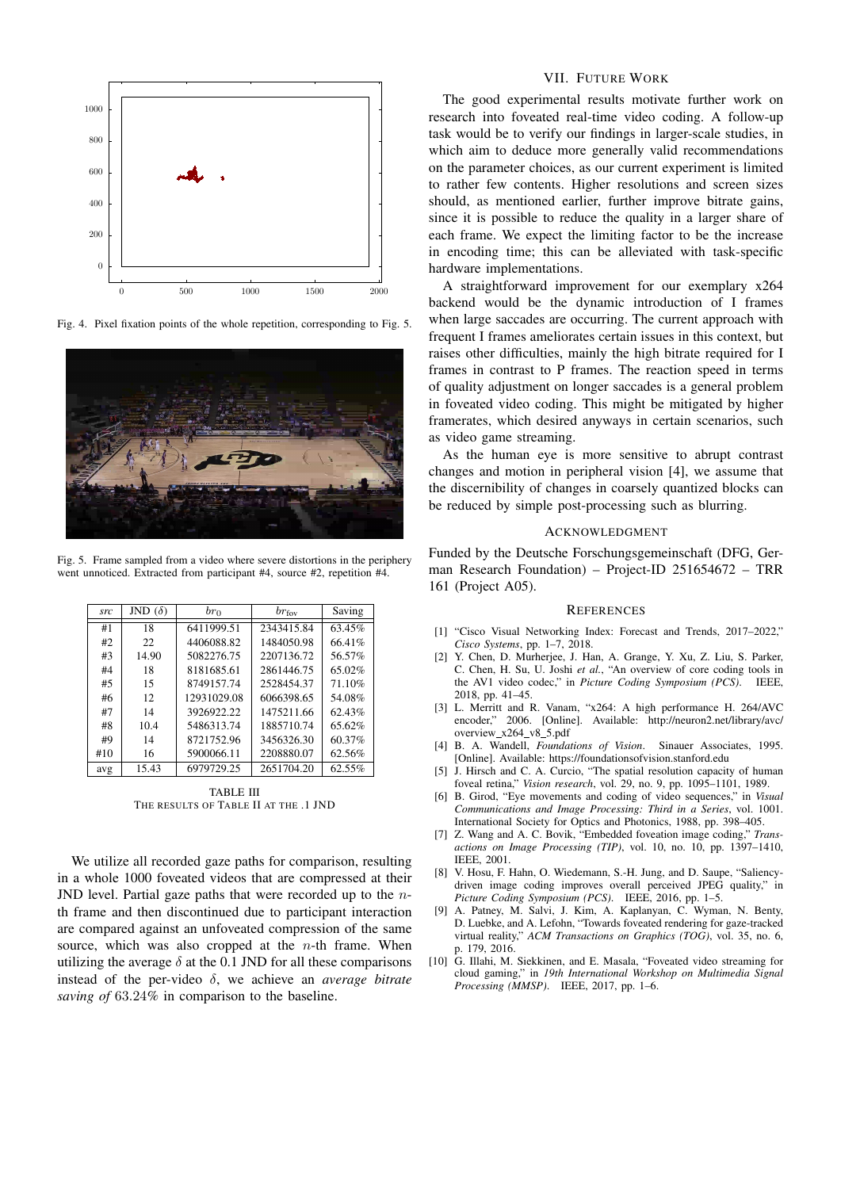Fig. 4. Pixel fixation points of the whole repetition, corresponding to Fig. 5.

Fig. 5. Frame sampled from a video where severe distortions in the periphery went unnoticed. Extracted from participant #4, source #2, repetition #4.

| *src* | JND ($\delta$) | $br_0$ | $br_{\text{fov}}$ | Saving |
|---|---|---|---|---|
| #1 | 18 | 6411999.51 | 2343415.84 | 63.45% |
| #2 | 22 | 4406088.82 | 1484050.98 | 66.41% |
| #3 | 14.90 | 5082276.75 | 2207136.72 | 56.57% |
| #4 | 18 | 8181685.61 | 2861446.75 | 65.02% |
| #5 | 15 | 8749157.74 | 2528454.37 | 71.10% |
| #6 | 12 | 12931029.08 | 6066398.65 | 54.08% |
| #7 | 14 | 3926922.22 | 1475211.66 | 62.43% |
| #8 | 10.4 | 5486313.74 | 1885710.74 | 65.62% |
| #9 | 14 | 8721752.96 | 3456326.30 | 60.37% |
| #10 | 16 | 5900066.11 | 2208880.07 | 62.56% |
| avg | 15.43 | 6979729.25 | 2651704.20 | 62.55% |

TABLE III
THE RESULTS OF TABLE II AT THE .1 JND

We utilize all recorded gaze paths for comparison, resulting in a whole 1000 foveated videos that are compressed at their JND level. Partial gaze paths that were recorded up to the $n$-th frame and then discontinued due to participant interaction are compared against an unfoveated compression of the same source, which was also cropped at the $n$-th frame. When utilizing the average $\delta$ at the 0.1 JND for all these comparisons instead of the per-video $\delta$, we achieve an *average bitrate saving of* 63.24% in comparison to the baseline.

## VII. Future Work

The good experimental results motivate further work on research into foveated real-time video coding. A follow-up task would be to verify our findings in larger-scale studies, in which aim to deduce more generally valid recommendations on the parameter choices, as our current experiment is limited to rather few contents. Higher resolutions and screen sizes should, as mentioned earlier, further improve bitrate gains, since it is possible to reduce the quality in a larger share of each frame. We expect the limiting factor to be the increase in encoding time; this can be alleviated with task-specific hardware implementations.

A straightforward improvement for our exemplary x264 backend would be the dynamic introduction of I frames when large saccades are occurring. The current approach with frequent I frames ameliorates certain issues in this context, but raises other difficulties, mainly the high bitrate required for I frames in contrast to P frames. The reaction speed in terms of quality adjustment on longer saccades is a general problem in foveated video coding. This might be mitigated by higher framerates, which desired anyways in certain scenarios, such as video game streaming.

As the human eye is more sensitive to abrupt contrast changes and motion in peripheral vision [4], we assume that the discernibility of changes in coarsely quantized blocks can be reduced by simple post-processing such as blurring.

## Acknowledgment

Funded by the Deutsche Forschungsgemeinschaft (DFG, German Research Foundation) – Project-ID 251654672 – TRR 161 (Project A05).

## References

[1] "Cisco Visual Networking Index: Forecast and Trends, 2017–2022," *Cisco Systems*, pp. 1–7, 2018.

[2] Y. Chen, D. Murherjee, J. Han, A. Grange, Y. Xu, Z. Liu, S. Parker, C. Chen, H. Su, U. Joshi *et al.*, "An overview of core coding tools in the AV1 video codec," in *Picture Coding Symposium (PCS)*. IEEE, 2018, pp. 41–45.

[3] L. Merritt and R. Vanam, "x264: A high performance H. 264/AVC encoder," 2006. [Online]. Available: http://neuron2.net/library/avc/overview_x264_v8_5.pdf

[4] B. A. Wandell, *Foundations of Vision*. Sinauer Associates, 1995. [Online]. Available: https://foundationsofvision.stanford.edu

[5] J. Hirsch and C. A. Curcio, "The spatial resolution capacity of human foveal retina," *Vision research*, vol. 29, no. 9, pp. 1095–1101, 1989.

[6] B. Girod, "Eye movements and coding of video sequences," in *Visual Communications and Image Processing: Third in a Series*, vol. 1001. International Society for Optics and Photonics, 1988, pp. 398–405.

[7] Z. Wang and A. C. Bovik, "Embedded foveation image coding," *Transactions on Image Processing (TIP)*, vol. 10, no. 10, pp. 1397–1410, IEEE, 2001.

[8] V. Hosu, F. Hahn, O. Wiedemann, S.-H. Jung, and D. Saupe, "Saliency-driven image coding improves overall perceived JPEG quality," in *Picture Coding Symposium (PCS)*. IEEE, 2016, pp. 1–5.

[9] A. Patney, M. Salvi, J. Kim, A. Kaplanyan, C. Wyman, N. Benty, D. Luebke, and A. Lefohn, "Towards foveated rendering for gaze-tracked virtual reality," *ACM Transactions on Graphics (TOG)*, vol. 35, no. 6, p. 179, 2016.

[10] G. Illahi, M. Siekkinen, and E. Masala, "Foveated video streaming for cloud gaming," in *19th International Workshop on Multimedia Signal Processing (MMSP)*. IEEE, 2017, pp. 1–6.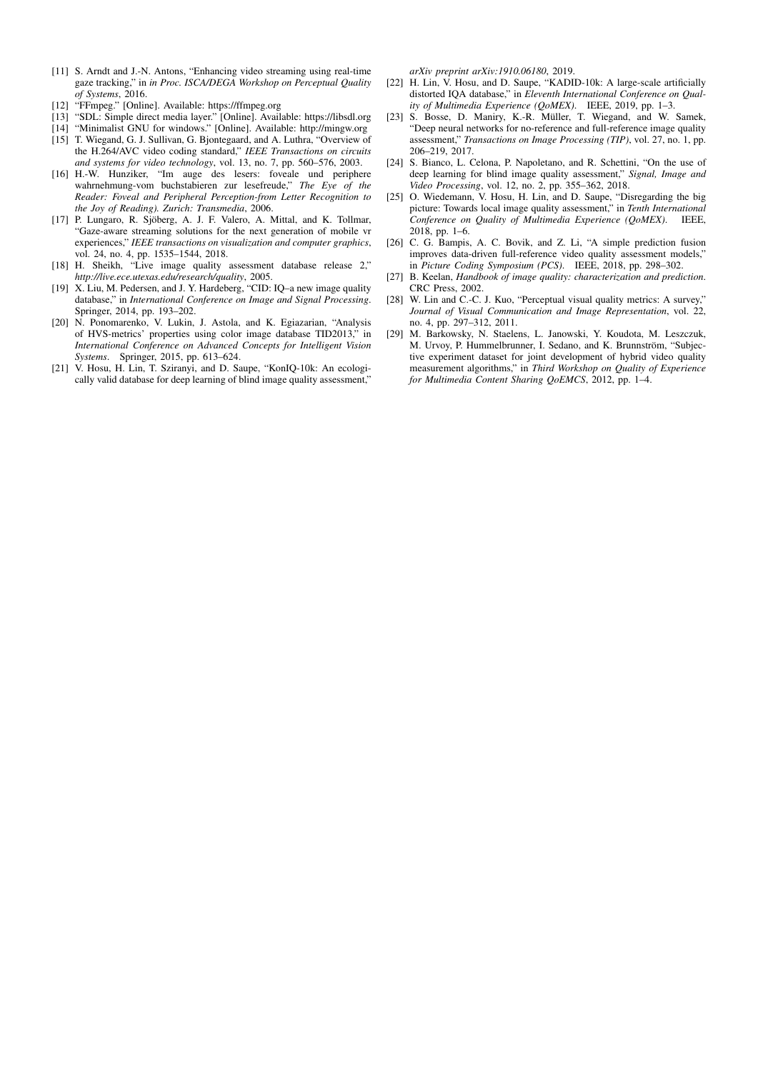[11] S. Arndt and J.-N. Antons, "Enhancing video streaming using real-time gaze tracking," in *in Proc. ISCA/DEGA Workshop on Perceptual Quality of Systems*, 2016.

[12] "FFmpeg." [Online]. Available: https://ffmpeg.org

[13] "SDL: Simple direct media layer." [Online]. Available: https://libsdl.org

[14] "Minimalist GNU for windows." [Online]. Available: http://mingw.org

[15] T. Wiegand, G. J. Sullivan, G. Bjontegaard, and A. Luthra, "Overview of the H.264/AVC video coding standard," *IEEE Transactions on circuits and systems for video technology*, vol. 13, no. 7, pp. 560–576, 2003.

[16] H.-W. Hunziker, "Im auge des lesers: foveale und periphere wahrnehmung-vom buchstabieren zur lesefreude," *The Eye of the Reader: Foveal and Peripheral Perception-from Letter Recognition to the Joy of Reading). Zurich: Transmedia*, 2006.

[17] P. Lungaro, R. Sjöberg, A. J. F. Valero, A. Mittal, and K. Tollmar, "Gaze-aware streaming solutions for the next generation of mobile vr experiences," *IEEE transactions on visualization and computer graphics*, vol. 24, no. 4, pp. 1535–1544, 2018.

[18] H. Sheikh, "Live image quality assessment database release 2," *http://live.ece.utexas.edu/research/quality*, 2005.

[19] X. Liu, M. Pedersen, and J. Y. Hardeberg, "CID: IQ–a new image quality database," in *International Conference on Image and Signal Processing*. Springer, 2014, pp. 193–202.

[20] N. Ponomarenko, V. Lukin, J. Astola, and K. Egiazarian, "Analysis of HVS-metrics' properties using color image database TID2013," in *International Conference on Advanced Concepts for Intelligent Vision Systems*. Springer, 2015, pp. 613–624.

[21] V. Hosu, H. Lin, T. Sziranyi, and D. Saupe, "KonIQ-10k: An ecologically valid database for deep learning of blind image quality assessment," *arXiv preprint arXiv:1910.06180*, 2019.

[22] H. Lin, V. Hosu, and D. Saupe, "KADID-10k: A large-scale artificially distorted IQA database," in *Eleventh International Conference on Quality of Multimedia Experience (QoMEX)*. IEEE, 2019, pp. 1–3.

[23] S. Bosse, D. Maniry, K.-R. Müller, T. Wiegand, and W. Samek, "Deep neural networks for no-reference and full-reference image quality assessment," *Transactions on Image Processing (TIP)*, vol. 27, no. 1, pp. 206–219, 2017.

[24] S. Bianco, L. Celona, P. Napoletano, and R. Schettini, "On the use of deep learning for blind image quality assessment," *Signal, Image and Video Processing*, vol. 12, no. 2, pp. 355–362, 2018.

[25] O. Wiedemann, V. Hosu, H. Lin, and D. Saupe, "Disregarding the big picture: Towards local image quality assessment," in *Tenth International Conference on Quality of Multimedia Experience (QoMEX)*. IEEE, 2018, pp. 1–6.

[26] C. G. Bampis, A. C. Bovik, and Z. Li, "A simple prediction fusion improves data-driven full-reference video quality assessment models," in *Picture Coding Symposium (PCS)*. IEEE, 2018, pp. 298–302.

[27] B. Keelan, *Handbook of image quality: characterization and prediction*. CRC Press, 2002.

[28] W. Lin and C.-C. J. Kuo, "Perceptual visual quality metrics: A survey," *Journal of Visual Communication and Image Representation*, vol. 22, no. 4, pp. 297–312, 2011.

[29] M. Barkowsky, N. Staelens, L. Janowski, Y. Koudota, M. Leszczuk, M. Urvoy, P. Hummelbrunner, I. Sedano, and K. Brunnström, "Subjective experiment dataset for joint development of hybrid video quality measurement algorithms," in *Third Workshop on Quality of Experience for Multimedia Content Sharing QoEMCS*, 2012, pp. 1–4.